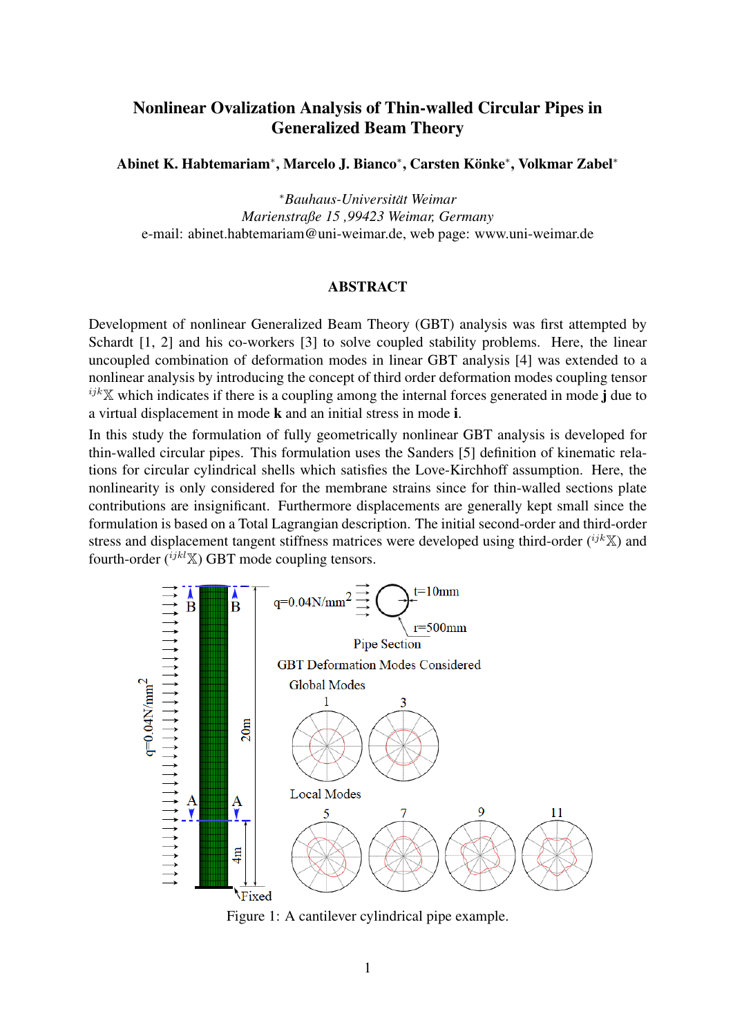# Nonlinear Ovalization Analysis of Thin-walled Circular Pipes in Generalized Beam Theory

**Abinet K. Habtemariam\*, Marcelo J. Bianco\*, Carsten Könke\*, Volkmar Zabel\***

\**Bauhaus-Universität Weimar*
*Marienstraße 15 ,99423 Weimar, Germany*
e-mail: abinet.habtemariam@uni-weimar.de, web page: www.uni-weimar.de

## ABSTRACT

Development of nonlinear Generalized Beam Theory (GBT) analysis was first attempted by Schardt [1, 2] and his co-workers [3] to solve coupled stability problems. Here, the linear uncoupled combination of deformation modes in linear GBT analysis [4] was extended to a nonlinear analysis by introducing the concept of third order deformation modes coupling tensor ${}^{ijk}\mathbb{X}$ which indicates if there is a coupling among the internal forces generated in mode **j** due to a virtual displacement in mode **k** and an initial stress in mode **i**.

In this study the formulation of fully geometrically nonlinear GBT analysis is developed for thin-walled circular pipes. This formulation uses the Sanders [5] definition of kinematic relations for circular cylindrical shells which satisfies the Love-Kirchhoff assumption. Here, the nonlinearity is only considered for the membrane strains since for thin-walled sections plate contributions are insignificant. Furthermore displacements are generally kept small since the formulation is based on a Total Lagrangian description. The initial second-order and third-order stress and displacement tangent stiffness matrices were developed using third-order (${}^{ijk}\mathbb{X}$) and fourth-order (${}^{ijkl}\mathbb{X}$) GBT mode coupling tensors.

Figure 1: A cantilever cylindrical pipe example.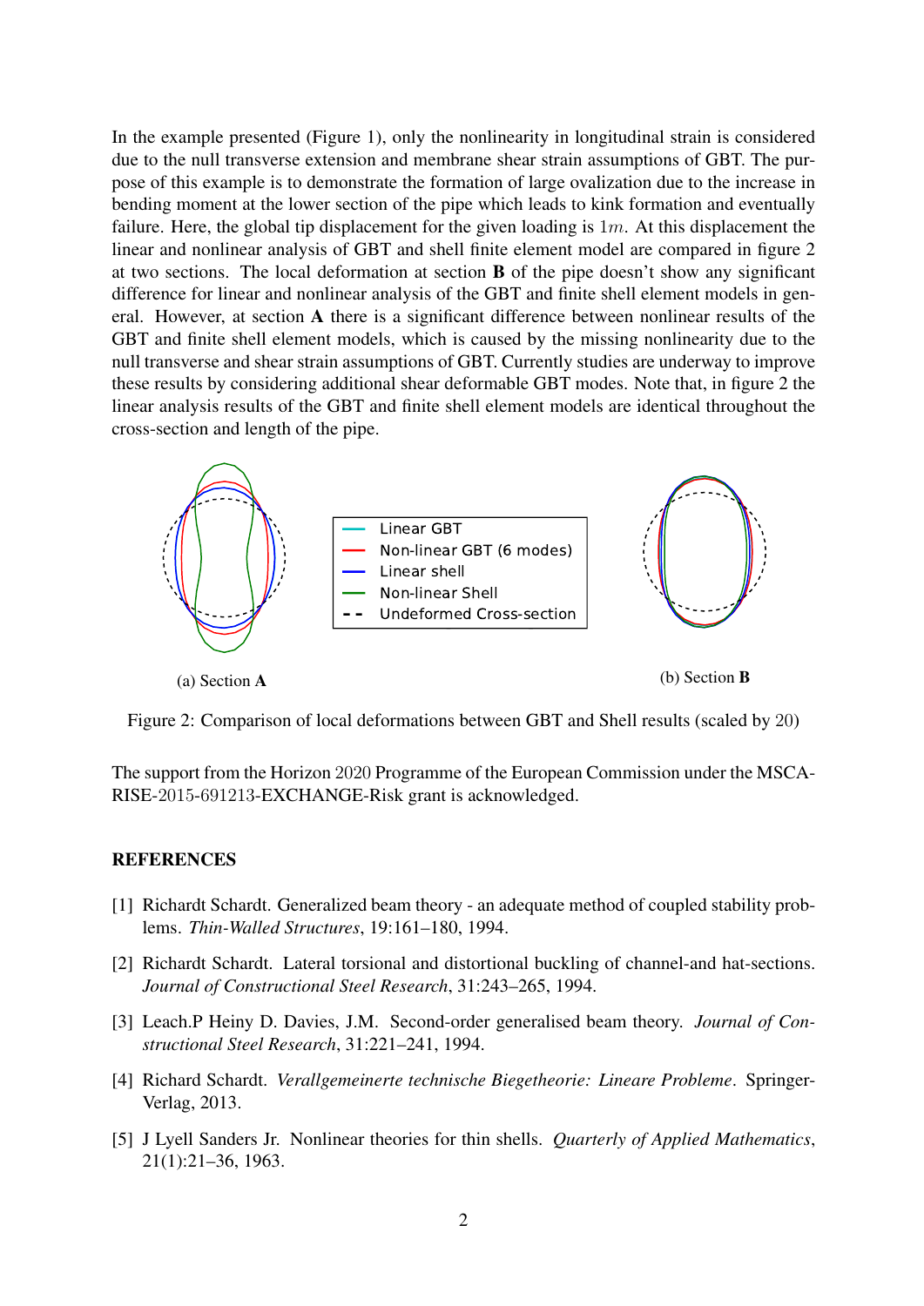In the example presented (Figure 1), only the nonlinearity in longitudinal strain is considered due to the null transverse extension and membrane shear strain assumptions of GBT. The purpose of this example is to demonstrate the formation of large ovalization due to the increase in bending moment at the lower section of the pipe which leads to kink formation and eventually failure. Here, the global tip displacement for the given loading is $1m$. At this displacement the linear and nonlinear analysis of GBT and shell finite element model are compared in figure 2 at two sections. The local deformation at section **B** of the pipe doesn't show any significant difference for linear and nonlinear analysis of the GBT and finite shell element models in general. However, at section **A** there is a significant difference between nonlinear results of the GBT and finite shell element models, which is caused by the missing nonlinearity due to the null transverse and shear strain assumptions of GBT. Currently studies are underway to improve these results by considering additional shear deformable GBT modes. Note that, in figure 2 the linear analysis results of the GBT and finite shell element models are identical throughout the cross-section and length of the pipe.

Linear GBT
Non-linear GBT (6 modes)
Linear shell
Non-linear Shell
Undeformed Cross-section

(a) Section **A**

(b) Section **B**

Figure 2: Comparison of local deformations between GBT and Shell results (scaled by 20)

The support from the Horizon 2020 Programme of the European Commission under the MSCA-RISE-2015-691213-EXCHANGE-Risk grant is acknowledged.

## REFERENCES

[1] Richardt Schardt. Generalized beam theory - an adequate method of coupled stability problems. *Thin-Walled Structures*, 19:161–180, 1994.

[2] Richardt Schardt. Lateral torsional and distortional buckling of channel-and hat-sections. *Journal of Constructional Steel Research*, 31:243–265, 1994.

[3] Leach.P Heiny D. Davies, J.M. Second-order generalised beam theory. *Journal of Constructional Steel Research*, 31:221–241, 1994.

[4] Richard Schardt. *Verallgemeinerte technische Biegetheorie: Lineare Probleme*. Springer-Verlag, 2013.

[5] J Lyell Sanders Jr. Nonlinear theories for thin shells. *Quarterly of Applied Mathematics*, 21(1):21–36, 1963.